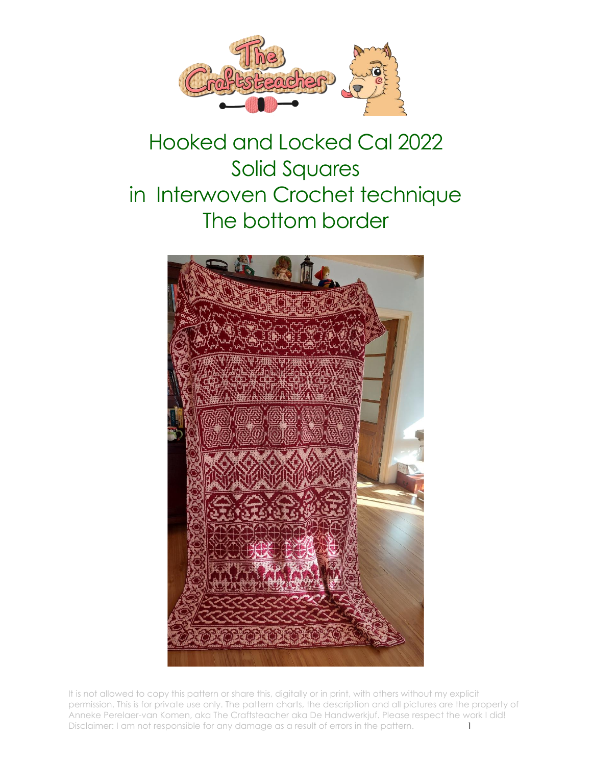# Hooked and Locked Cal 2022
# Solid Squares
# in Interwoven Crochet technique
# The bottom border

It is not allowed to copy this pattern or share this, digitally or in print, with others without my explicit permission. This is for private use only. The pattern charts, the description and all pictures are the property of Anneke Perelaer-van Komen, aka The Craftsteacher aka De Handwerkjuf. Please respect the work I did! Disclaimer: I am not responsible for any damage as a result of errors in the pattern.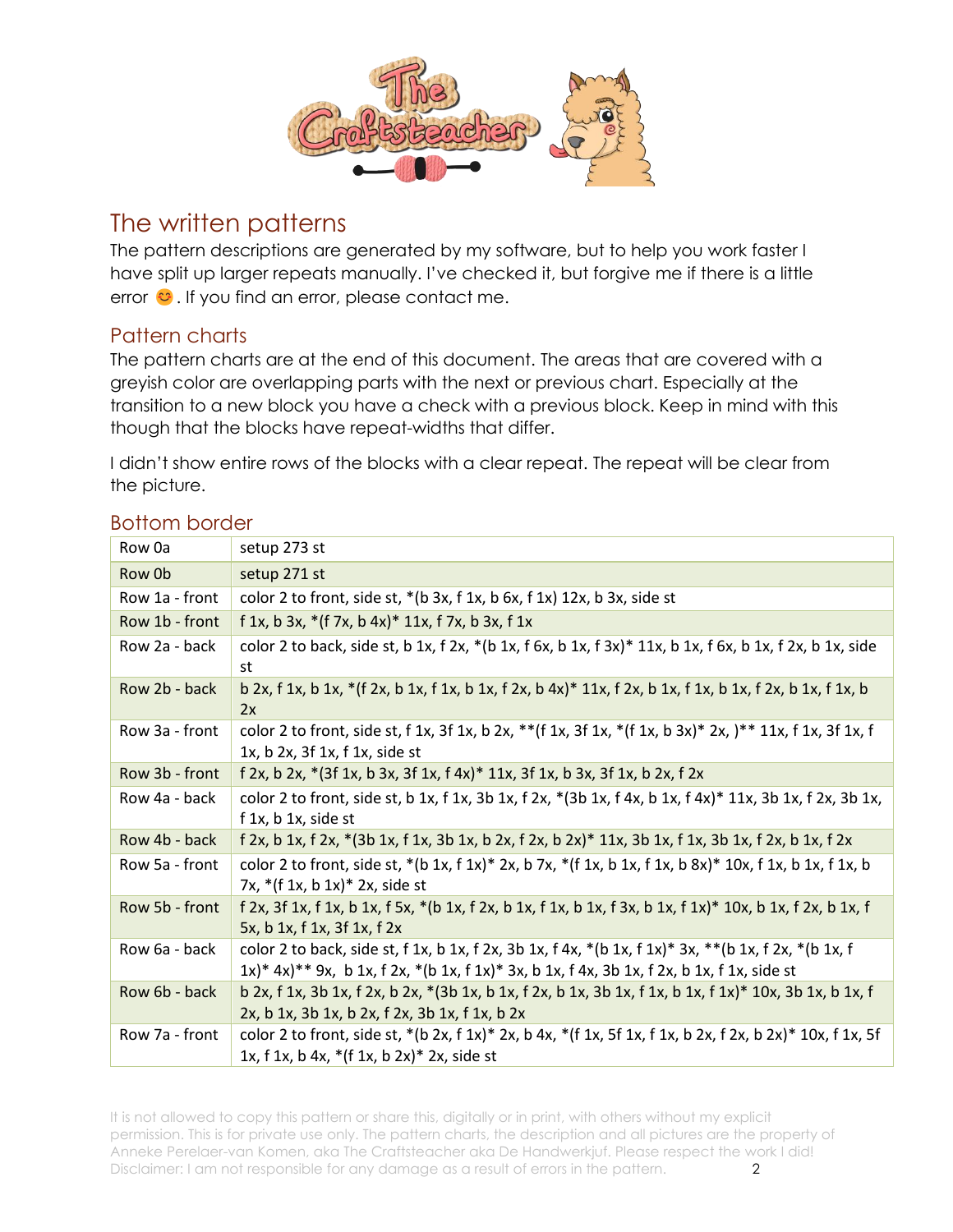## The written patterns

The pattern descriptions are generated by my software, but to help you work faster I have split up larger repeats manually. I've checked it, but forgive me if there is a little error 😊. If you find an error, please contact me.

### Pattern charts

The pattern charts are at the end of this document. The areas that are covered with a greyish color are overlapping parts with the next or previous chart. Especially at the transition to a new block you have a check with a previous block. Keep in mind with this though that the blocks have repeat-widths that differ.

I didn't show entire rows of the blocks with a clear repeat. The repeat will be clear from the picture.

### Bottom border

| | |
|---|---|
| Row 0a | setup 273 st |
| Row 0b | setup 271 st |
| Row 1a - front | color 2 to front, side st, *(b 3x, f 1x, b 6x, f 1x) 12x, b 3x, side st |
| Row 1b - front | f 1x, b 3x, *(f 7x, b 4x)* 11x, f 7x, b 3x, f 1x |
| Row 2a - back | color 2 to back, side st, b 1x, f 2x, *(b 1x, f 6x, b 1x, f 3x)* 11x, b 1x, f 6x, b 1x, f 2x, b 1x, side st |
| Row 2b - back | b 2x, f 1x, b 1x, *(f 2x, b 1x, f 1x, b 1x, f 2x, b 4x)* 11x, f 2x, b 1x, f 1x, b 1x, f 2x, b 1x, f 1x, b 2x |
| Row 3a - front | color 2 to front, side st, f 1x, 3f 1x, b 2x, **(f 1x, 3f 1x, *(f 1x, b 3x)* 2x, )** 11x, f 1x, 3f 1x, f 1x, b 2x, 3f 1x, f 1x, side st |
| Row 3b - front | f 2x, b 2x, *(3f 1x, b 3x, 3f 1x, f 4x)* 11x, 3f 1x, b 3x, 3f 1x, b 2x, f 2x |
| Row 4a - back | color 2 to front, side st, b 1x, f 1x, 3b 1x, f 2x, *(3b 1x, f 4x, b 1x, f 4x)* 11x, 3b 1x, f 2x, 3b 1x, f 1x, b 1x, side st |
| Row 4b - back | f 2x, b 1x, f 2x, *(3b 1x, f 1x, 3b 1x, b 2x, f 2x, b 2x)* 11x, 3b 1x, f 1x, 3b 1x, f 2x, b 1x, f 2x |
| Row 5a - front | color 2 to front, side st, *(b 1x, f 1x)* 2x, b 7x, *(f 1x, b 1x, f 1x, b 8x)* 10x, f 1x, b 1x, f 1x, b 7x, *(f 1x, b 1x)* 2x, side st |
| Row 5b - front | f 2x, 3f 1x, f 1x, b 1x, f 5x, *(b 1x, f 2x, b 1x, f 1x, b 1x, f 3x, b 1x, f 1x)* 10x, b 1x, f 2x, b 1x, f 5x, b 1x, f 1x, 3f 1x, f 2x |
| Row 6a - back | color 2 to back, side st, f 1x, b 1x, f 2x, 3b 1x, f 4x, *(b 1x, f 1x)* 3x, **(b 1x, f 2x, *(b 1x, f 1x)* 4x)** 9x, b 1x, f 2x, *(b 1x, f 1x)* 3x, b 1x, f 4x, 3b 1x, f 2x, b 1x, f 1x, side st |
| Row 6b - back | b 2x, f 1x, 3b 1x, f 2x, b 2x, *(3b 1x, b 1x, f 2x, b 1x, 3b 1x, f 1x, b 1x, f 1x)* 10x, 3b 1x, b 1x, f 2x, b 1x, 3b 1x, b 2x, f 2x, 3b 1x, f 1x, b 2x |
| Row 7a - front | color 2 to front, side st, *(b 2x, f 1x)* 2x, b 4x, *(f 1x, 5f 1x, f 1x, b 2x, f 2x, b 2x)* 10x, f 1x, 5f 1x, f 1x, b 4x, *(f 1x, b 2x)* 2x, side st |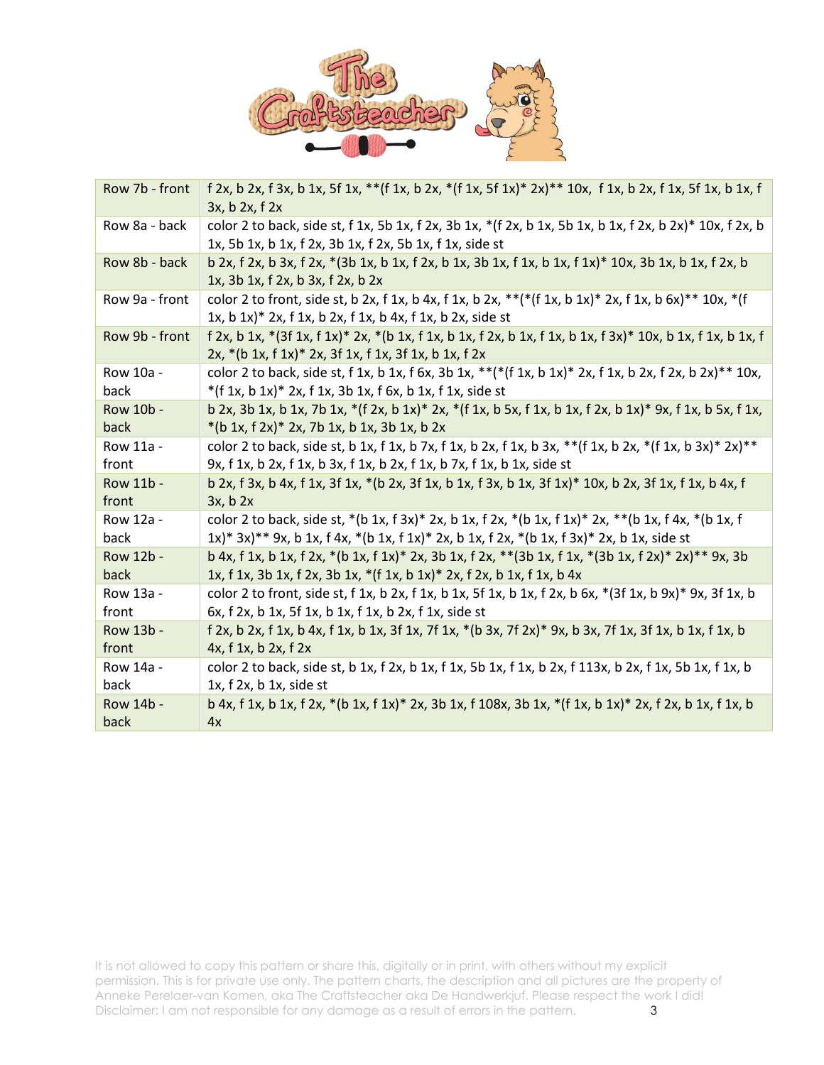| | |
|---|---|
| Row 7b - front | f 2x, b 2x, f 3x, b 1x, 5f 1x, **(f 1x, b 2x, *(f 1x, 5f 1x)* 2x)** 10x, f 1x, b 2x, f 1x, 5f 1x, b 1x, f 3x, b 2x, f 2x |
| Row 8a - back | color 2 to back, side st, f 1x, 5b 1x, f 2x, 3b 1x, *(f 2x, b 1x, 5b 1x, b 1x, f 2x, b 2x)* 10x, f 2x, b 1x, 5b 1x, b 1x, f 2x, 3b 1x, f 2x, 5b 1x, f 1x, side st |
| Row 8b - back | b 2x, f 2x, b 3x, f 2x, *(3b 1x, b 1x, f 2x, b 1x, 3b 1x, f 1x, b 1x, f 1x)* 10x, 3b 1x, b 1x, f 2x, b 1x, 3b 1x, f 2x, b 3x, f 2x, b 2x |
| Row 9a - front | color 2 to front, side st, b 2x, f 1x, b 4x, f 1x, b 2x, **(*(f 1x, b 1x)* 2x, f 1x, b 6x)** 10x, *(f 1x, b 1x)* 2x, f 1x, b 2x, f 1x, b 4x, f 1x, b 2x, side st |
| Row 9b - front | f 2x, b 1x, *(3f 1x, f 1x)* 2x, *(b 1x, f 1x, b 1x, f 2x, b 1x, f 1x, b 1x, f 3x)* 10x, b 1x, f 1x, b 1x, f 2x, *(b 1x, f 1x)* 2x, 3f 1x, f 1x, 3f 1x, b 1x, f 2x |
| Row 10a - back | color 2 to back, side st, f 1x, b 1x, f 6x, 3b 1x, **(*(f 1x, b 1x)* 2x, f 1x, b 2x, f 2x, b 2x)** 10x, *(f 1x, b 1x)* 2x, f 1x, 3b 1x, f 6x, b 1x, f 1x, side st |
| Row 10b - back | b 2x, 3b 1x, b 1x, 7b 1x, *(f 2x, b 1x)* 2x, *(f 1x, b 5x, f 1x, b 1x, f 2x, b 1x)* 9x, f 1x, b 5x, f 1x, *(b 1x, f 2x)* 2x, 7b 1x, b 1x, 3b 1x, b 2x |
| Row 11a - front | color 2 to back, side st, b 1x, f 1x, b 7x, f 1x, b 2x, f 1x, b 3x, **(f 1x, b 2x, *(f 1x, b 3x)* 2x)** 9x, f 1x, b 2x, f 1x, b 3x, f 1x, b 2x, f 1x, b 7x, f 1x, b 1x, side st |
| Row 11b - front | b 2x, f 3x, b 4x, f 1x, 3f 1x, *(b 2x, 3f 1x, b 1x, f 3x, b 1x, 3f 1x)* 10x, b 2x, 3f 1x, f 1x, b 4x, f 3x, b 2x |
| Row 12a - back | color 2 to back, side st, *(b 1x, f 3x)* 2x, b 1x, f 2x, *(b 1x, f 1x)* 2x, **(b 1x, f 4x, *(b 1x, f 1x)* 3x)** 9x, b 1x, f 4x, *(b 1x, f 1x)* 2x, b 1x, f 2x, *(b 1x, f 3x)* 2x, b 1x, side st |
| Row 12b - back | b 4x, f 1x, b 1x, f 2x, *(b 1x, f 1x)* 2x, 3b 1x, f 2x, **(3b 1x, f 1x, *(3b 1x, f 2x)* 2x)** 9x, 3b 1x, f 1x, 3b 1x, f 2x, 3b 1x, *(f 1x, b 1x)* 2x, f 2x, b 1x, f 1x, b 4x |
| Row 13a - front | color 2 to front, side st, f 1x, b 2x, f 1x, b 1x, 5f 1x, b 1x, f 2x, b 6x, *(3f 1x, b 9x)* 9x, 3f 1x, b 6x, f 2x, b 1x, 5f 1x, b 1x, f 1x, b 2x, f 1x, side st |
| Row 13b - front | f 2x, b 2x, f 1x, b 4x, f 1x, b 1x, 3f 1x, 7f 1x, *(b 3x, 7f 2x)* 9x, b 3x, 7f 1x, 3f 1x, b 1x, f 1x, b 4x, f 1x, b 2x, f 2x |
| Row 14a - back | color 2 to back, side st, b 1x, f 2x, b 1x, f 1x, 5b 1x, f 1x, b 2x, f 113x, b 2x, f 1x, 5b 1x, f 1x, b 1x, f 2x, b 1x, side st |
| Row 14b - back | b 4x, f 1x, b 1x, f 2x, *(b 1x, f 1x)* 2x, 3b 1x, f 108x, 3b 1x, *(f 1x, b 1x)* 2x, f 2x, b 1x, f 1x, b 4x |

It is not allowed to copy this pattern or share this, digitally or in print, with others without my explicit permission. This is for private use only. The pattern charts, the description and all pictures are the property of Anneke Perelaer-van Komen, aka The Craftsteacher aka De Handwerkjuf. Please respect the work I did! Disclaimer: I am not responsible for any damage as a result of errors in the pattern.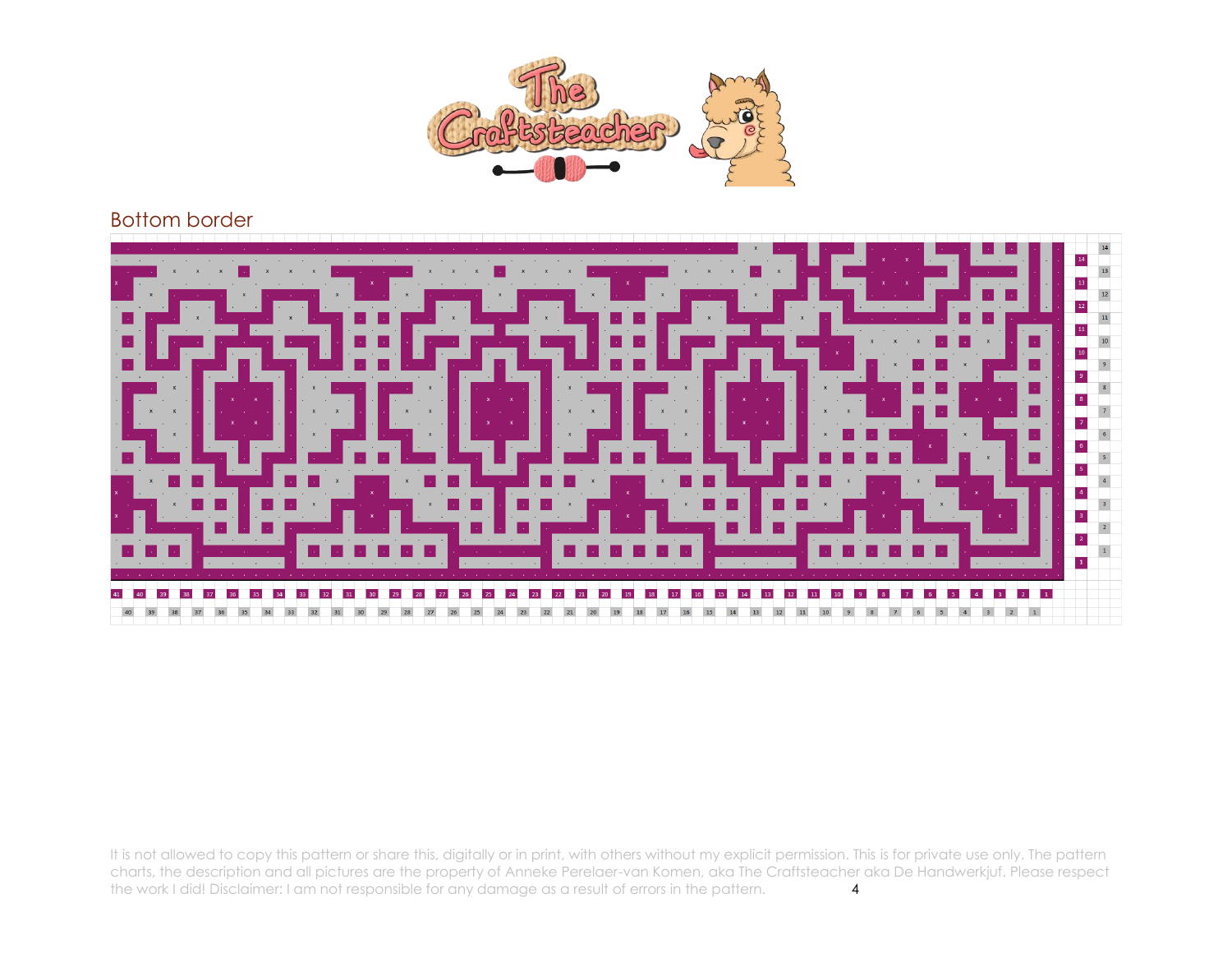## Bottom border

It is not allowed to copy this pattern or share this, digitally or in print, with others without my explicit permission. This is for private use only. The pattern charts, the description and all pictures are the property of Anneke Perelaer-van Komen, aka The Craftsteacher aka De Handwerkjuf. Please respect the work I did! Disclaimer: I am not responsible for any damage as a result of errors in the pattern.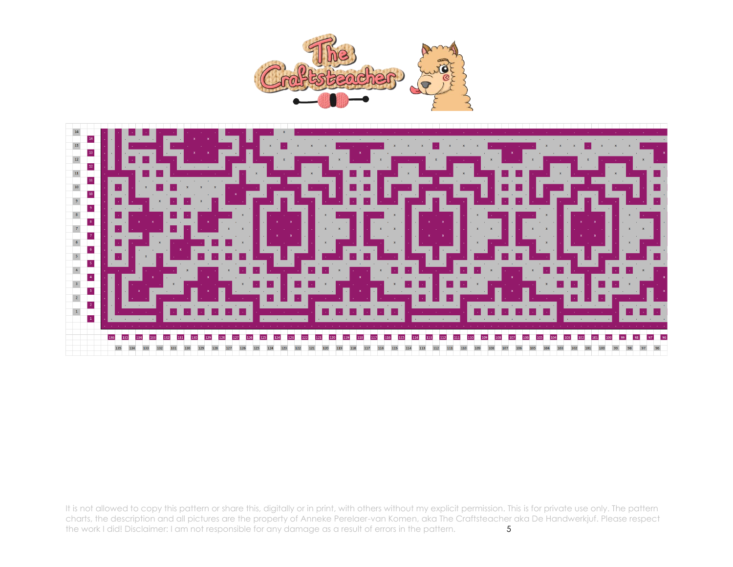It is not allowed to copy this pattern or share this, digitally or in print, with others without my explicit permission. This is for private use only. The pattern charts, the description and all pictures are the property of Anneke Perelaer-van Komen, aka The Craftsteacher aka De Handwerkjuf. Please respect the work I did! Disclaimer: I am not responsible for any damage as a result of errors in the pattern.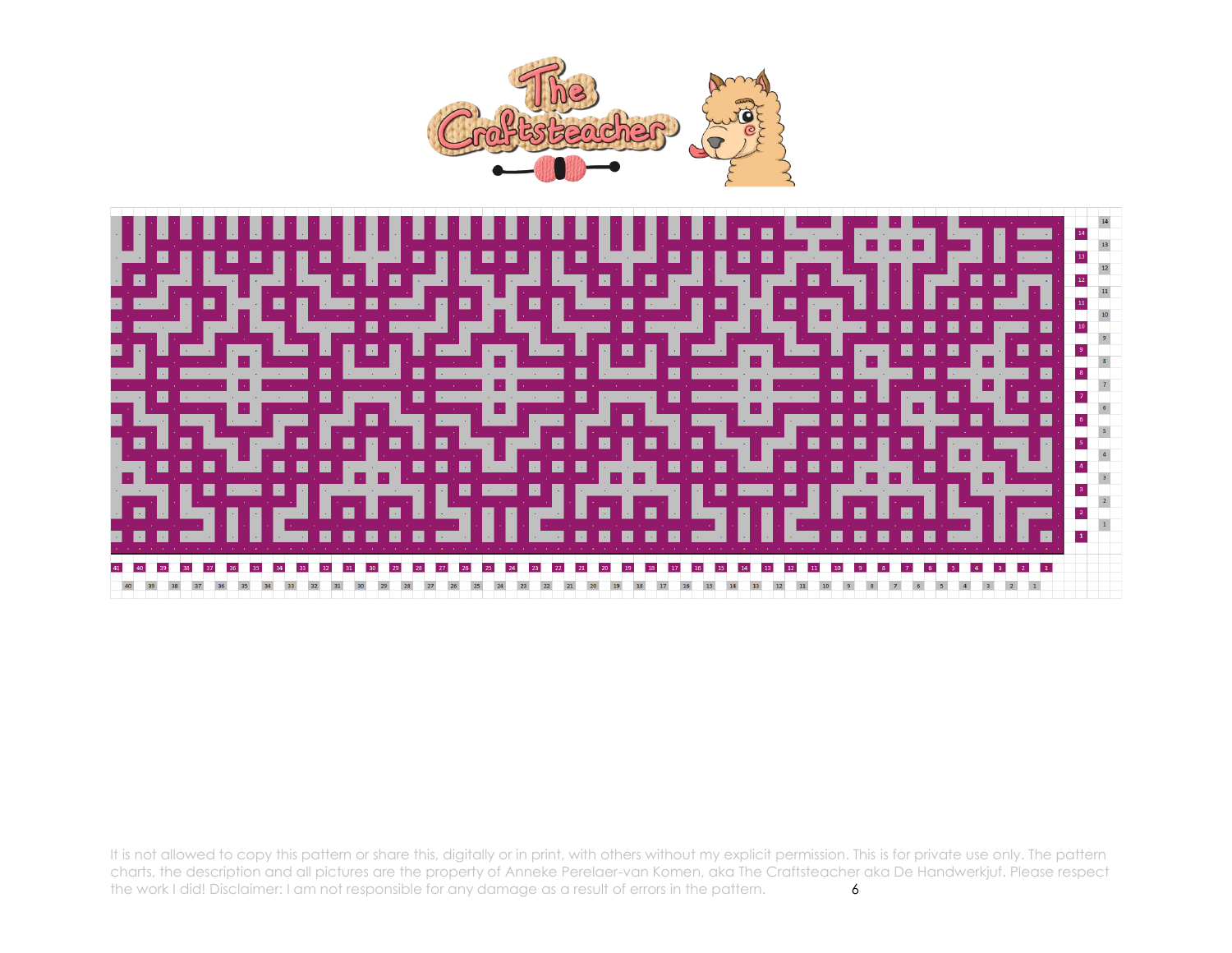It is not allowed to copy this pattern or share this, digitally or in print, with others without my explicit permission. This is for private use only. The pattern charts, the description and all pictures are the property of Anneke Perelaer-van Komen, aka The Craftsteacher aka De Handwerkjuf. Please respect the work I did! Disclaimer: I am not responsible for any damage as a result of errors in the pattern.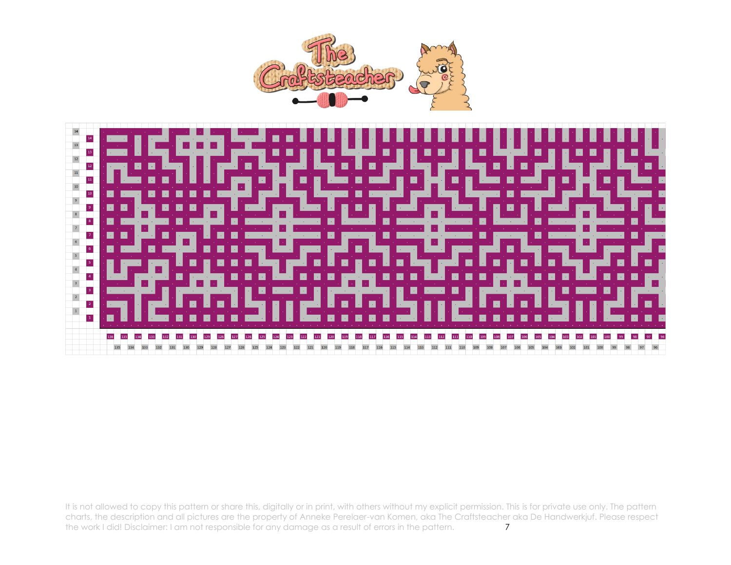14
13
12
11
10
9
8
7
6
5
4
3
2
1

136 135 134 133 132 131 130 129 128 127 126 125 124 123 122 121 120 119 118 117 116 115 114 113 112 111 110 109 108 107 106 105 104 103 102 101 100 99 98 97 96

135 134 133 132 131 130 129 128 127 126 125 124 123 122 121 120 119 118 117 116 115 114 113 112 111 110 109 108 107 106 105 104 103 102 101 100 99 98 97 96

It is not allowed to copy this pattern or share this, digitally or in print, with others without my explicit permission. This is for private use only. The pattern charts, the description and all pictures are the property of Anneke Perelaer-van Komen, aka The Craftsteacher aka De Handwerkjuf. Please respect the work I did! Disclaimer: I am not responsible for any damage as a result of errors in the pattern.